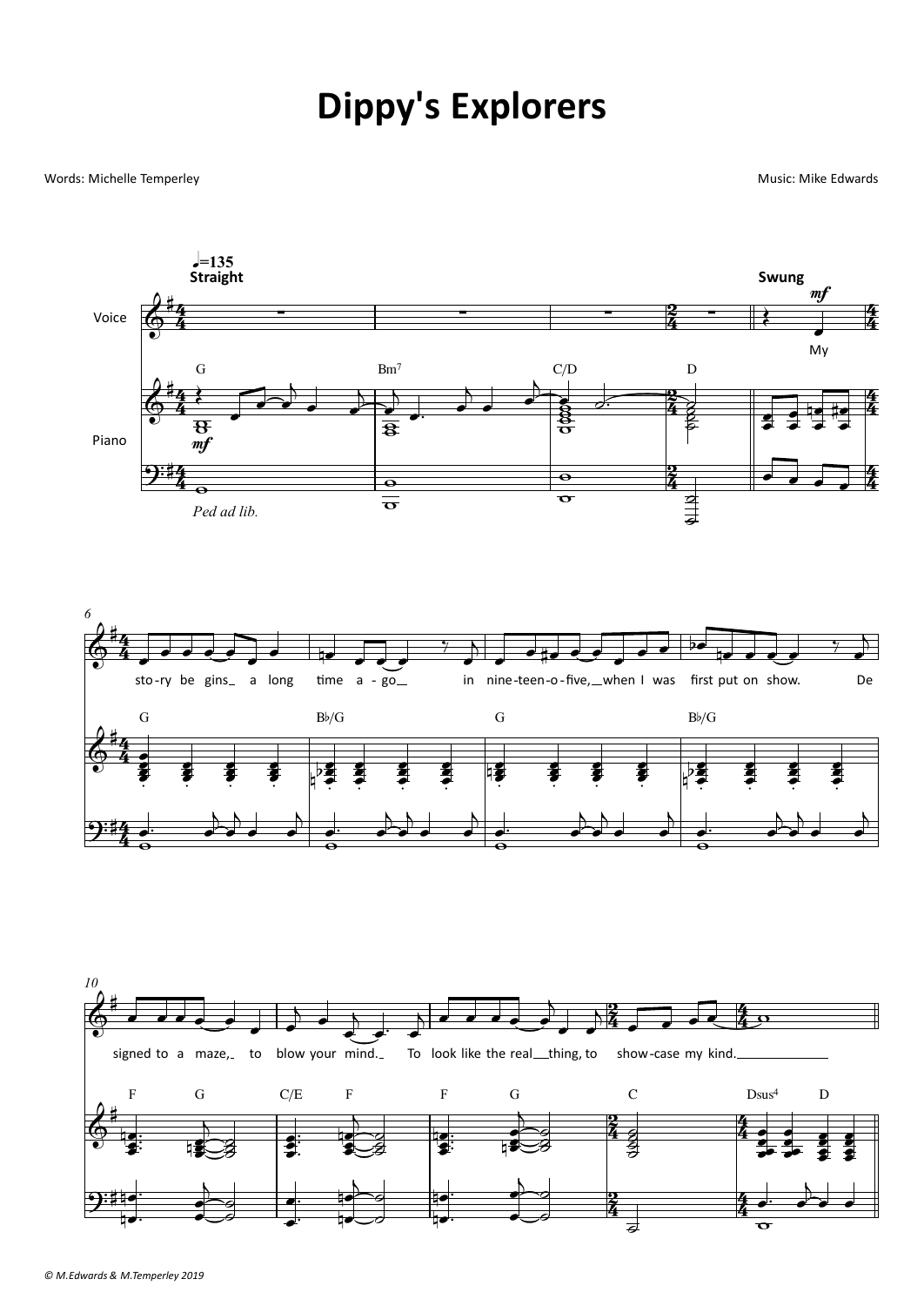# Dippy's Explorers

Words: Michelle Temperley

Music: Mike Edwards

♩=135 **Straight** ... **Swung**

My story begins_ a long time a-go_ in nine-teen-o-five,_when I was first put on show. Designed to a maze,_ to blow your mind._ To look like the real__thing, to show-case my kind.____________

© M.Edwards & M.Temperley 2019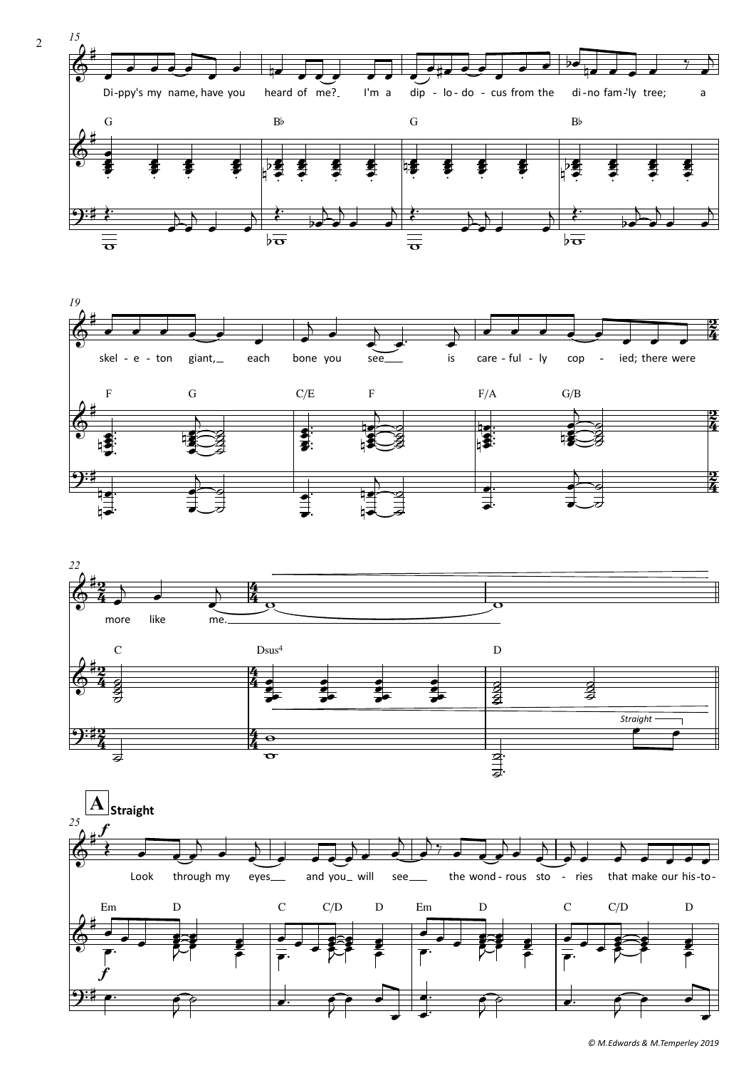15

Di-ppy's my name, have you heard of me? I'm a dip - lo - do - cus from the di - no fam - ly tree; a

G Bb G Bb

19

skel - e - ton giant, each bone you see is care - ful - ly cop - ied; there were

F G C/E F F/A G/B

22

more like me.

C Dsus4 D

Straight

**A** **Straight**

25

Look through my eyes and you will see the wond - rous sto - ries that make our his - to -

Em D C C/D D Em D C C/D D

© M.Edwards & M.Temperley 2019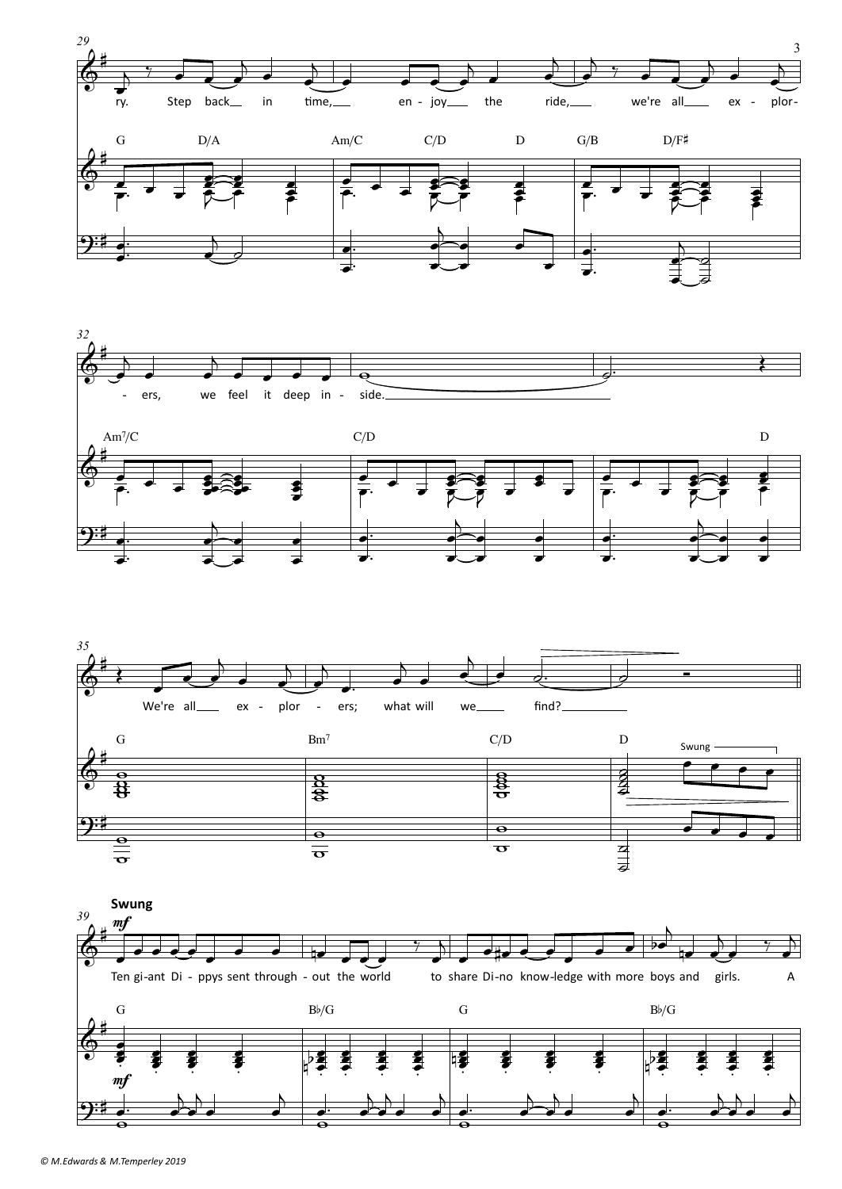ry. Step back in time, enjoy the ride, we're all explor-

G D/A Am/C C/D D G/B D/F♯

- ers, we feel it deep inside.

Am7/C C/D D

We're all explorers; what will we find?

G Bm7 C/D D

Swung

**Swung**

*mf*

Ten giant Dippys sent through-out the world to share Dino knowledge with more boys and girls. A

G B♭/G G B♭/G

© M.Edwards & M.Temperley 2019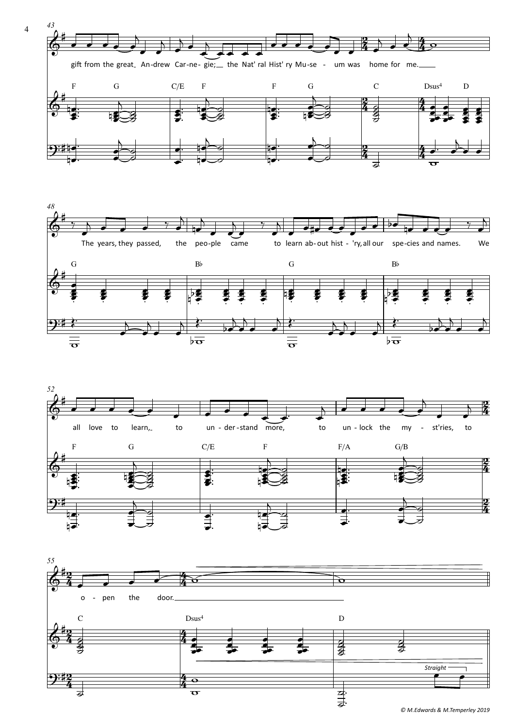43

gift from the great Andrew Car-ne-gie; the Nat' ral Hist' ry Mu-se - um was home for me.

F G C/E F F G C Dsus4 D

48

The years, they passed, the peo-ple came to learn ab-out hist - 'ry, all our spe-cies and names. We

G B♭ G B♭

52

all love to learn, to un-der-stand more, to un-lock the my - st'ries, to

F G C/E F F/A G/B

55

o - pen the door.

C Dsus4 D

*Straight*

© M.Edwards & M.Temperley 2019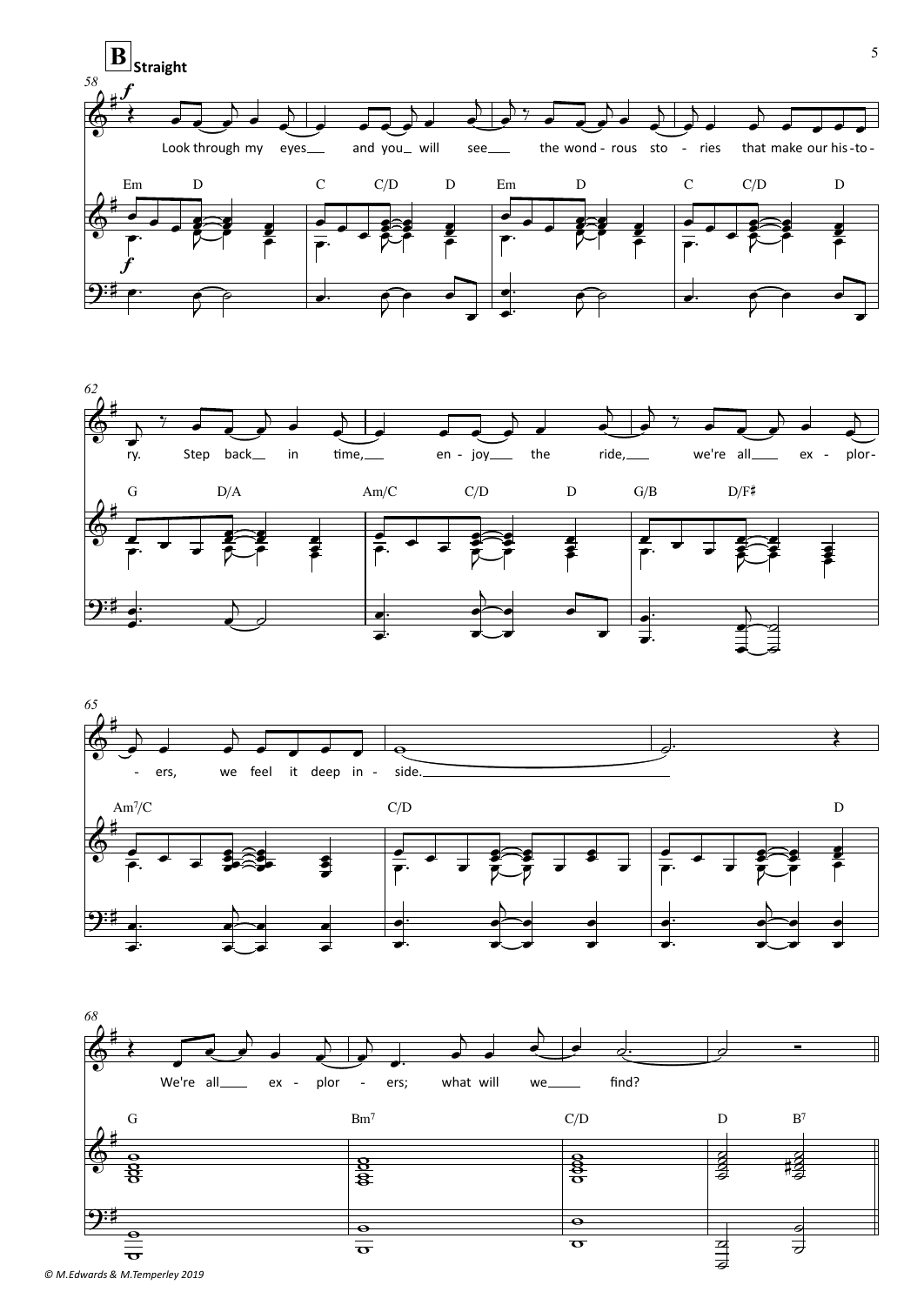**B** Straight

58

Look through my eyes and you will see the wond - rous sto - ries that make our his - to - ry. Step back in time, en - joy the ride, we're all ex - plor - ers, we feel it deep in - side.

We're all ex - plor - ers; what will we find?

Em D C C/D D Em D C C/D D

G D/A Am/C C/D D G/B D/F♯

Am7/C C/D D

G Bm7 C/D D B7

© M.Edwards & M.Temperley 2019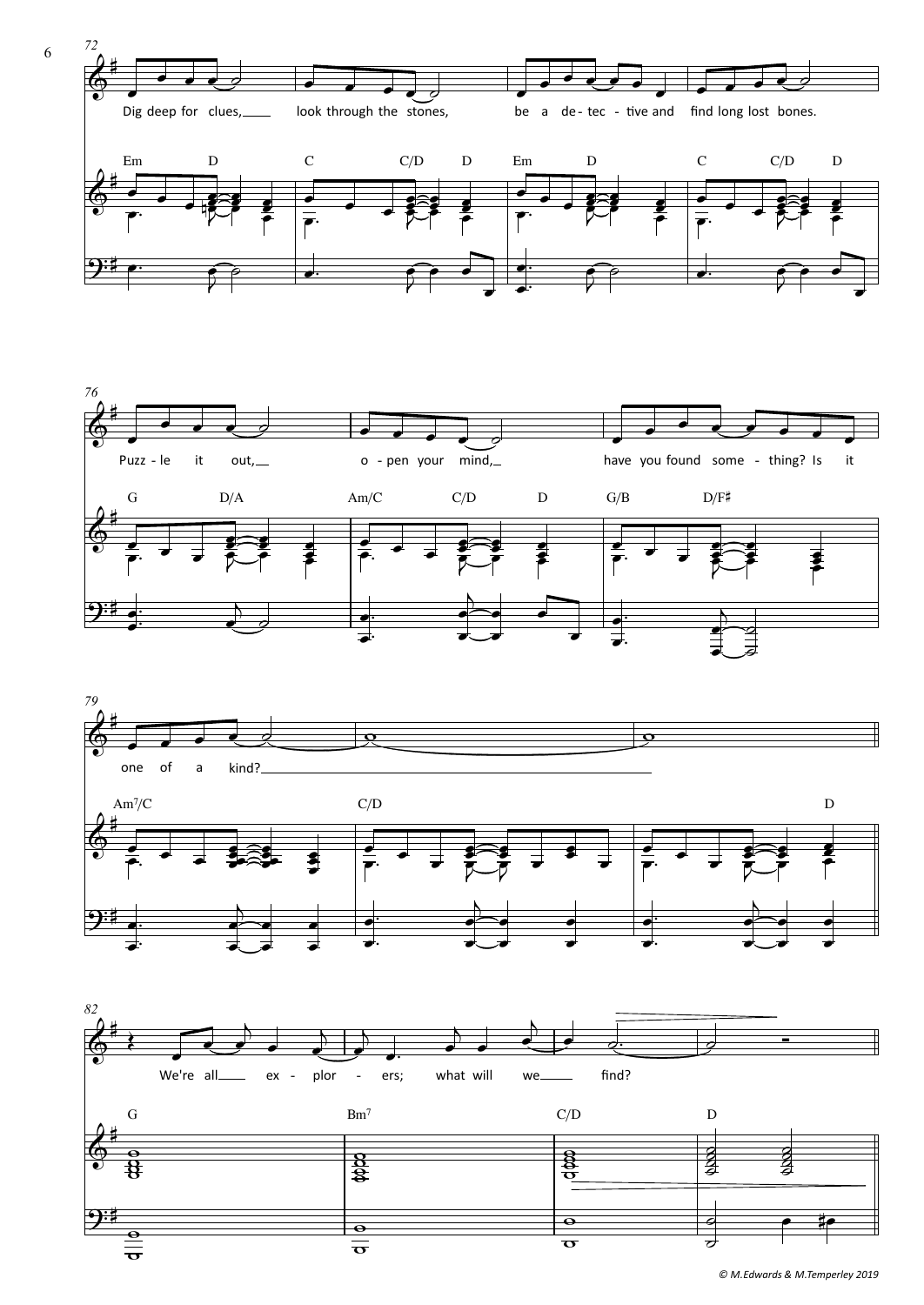Dig deep for clues, look through the stones, be a de - tec - tive and find long lost bones.

Em D C C/D D Em D C C/D D

Puzz - le it out, o - pen your mind, have you found some - thing? Is it

G D/A Am/C C/D D G/B D/F♯

one of a kind?

Am7/C C/D D

We're all ex - plor - ers; what will we find?

G Bm7 C/D D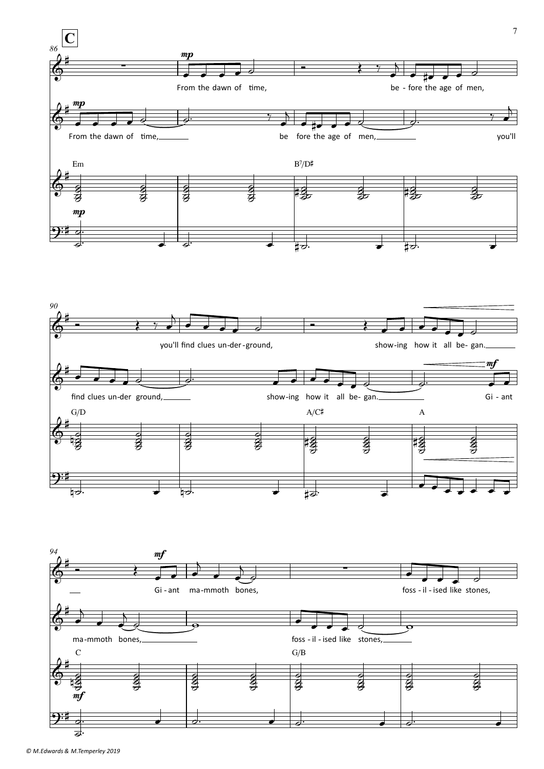**C**

From the dawn of time, before the age of men,

From the dawn of time, be fore the age of men, you'll

you'll find clues un-der-ground, show-ing how it all be- gan.

find clues un-der ground, show-ing how it all be- gan. Gi - ant

Gi - ant ma-mmoth bones, foss - il - ised like stones,

ma-mmoth bones, foss - il - ised like stones,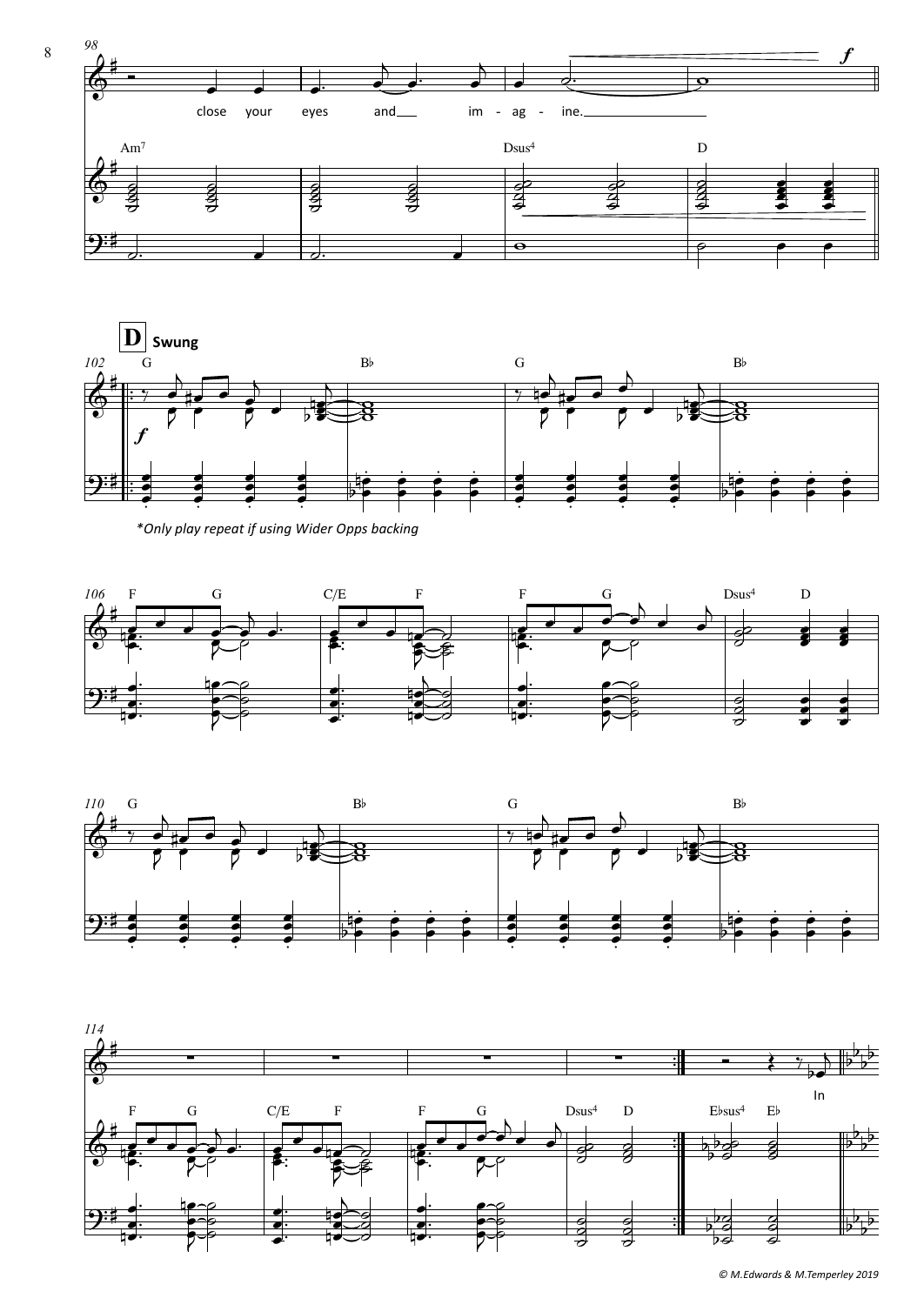98

close your eyes and im - ag - ine.

Am7 Dsus4 D

**D** **Swung**

102 G B♭ G B♭

*Only play repeat if using Wider Opps backing*

106 F G C/E F F G Dsus4 D

110 G B♭ G B♭

114

F G C/E F F G Dsus4 D E♭sus4 E♭

In

© M.Edwards & M.Temperley 2019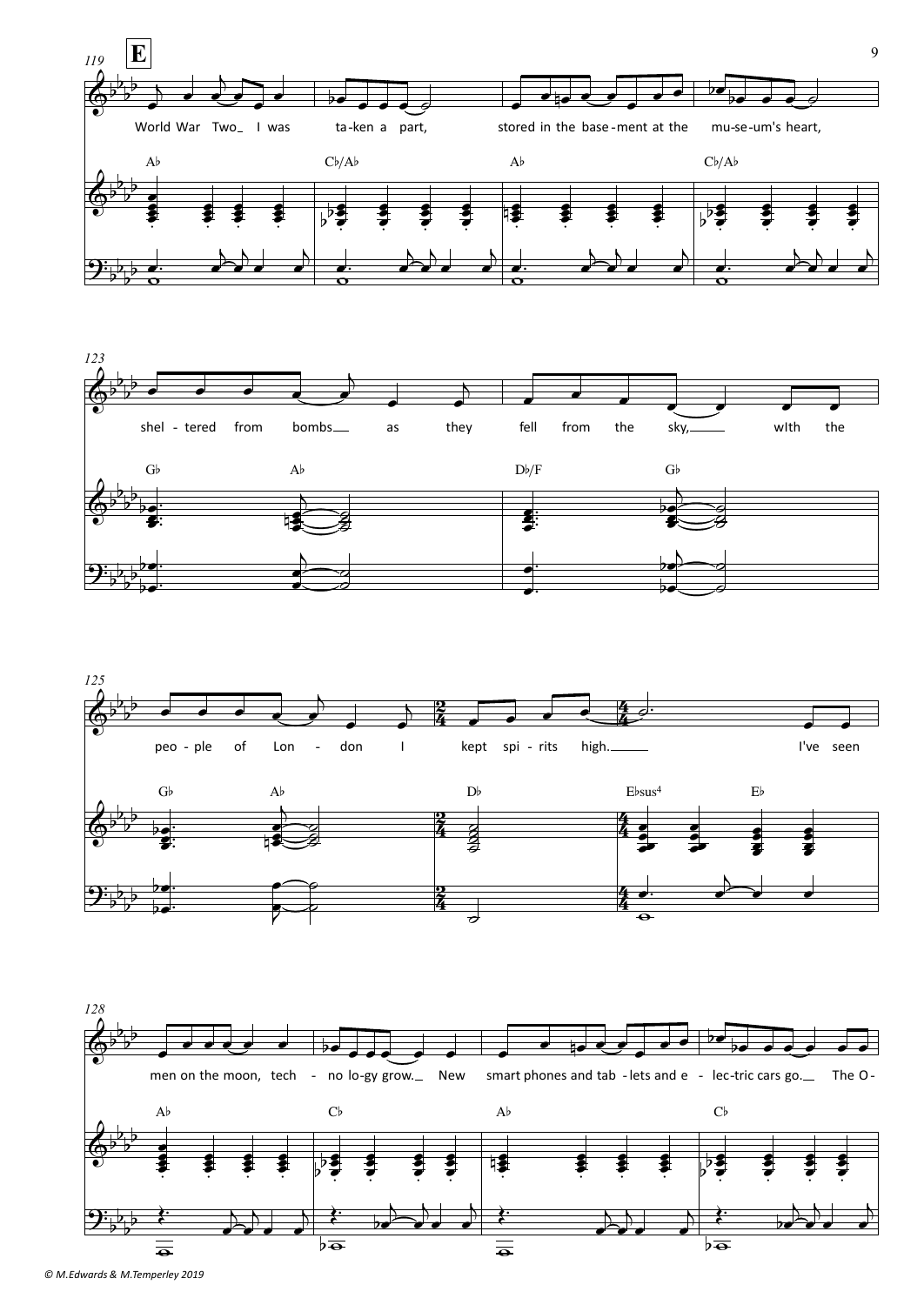**E**

119

World War Two_ I was ta-ken a part, stored in the base-ment at the mu-se-um's heart,

A♭ C♭/A♭ A♭ C♭/A♭

123

shel - tered from bombs_ as they fell from the sky,_ wIth the

G♭ A♭ D♭/F G♭

125

peo - ple of Lon - don I kept spi - rits high._ I've seen

G♭ A♭ D♭ E♭sus4 E♭

128

men on the moon, tech - no lo-gy grow._ New smart phones and tab - lets and e - lec-tric cars go._ The O-

A♭ C♭ A♭ C♭

© M.Edwards & M.Temperley 2019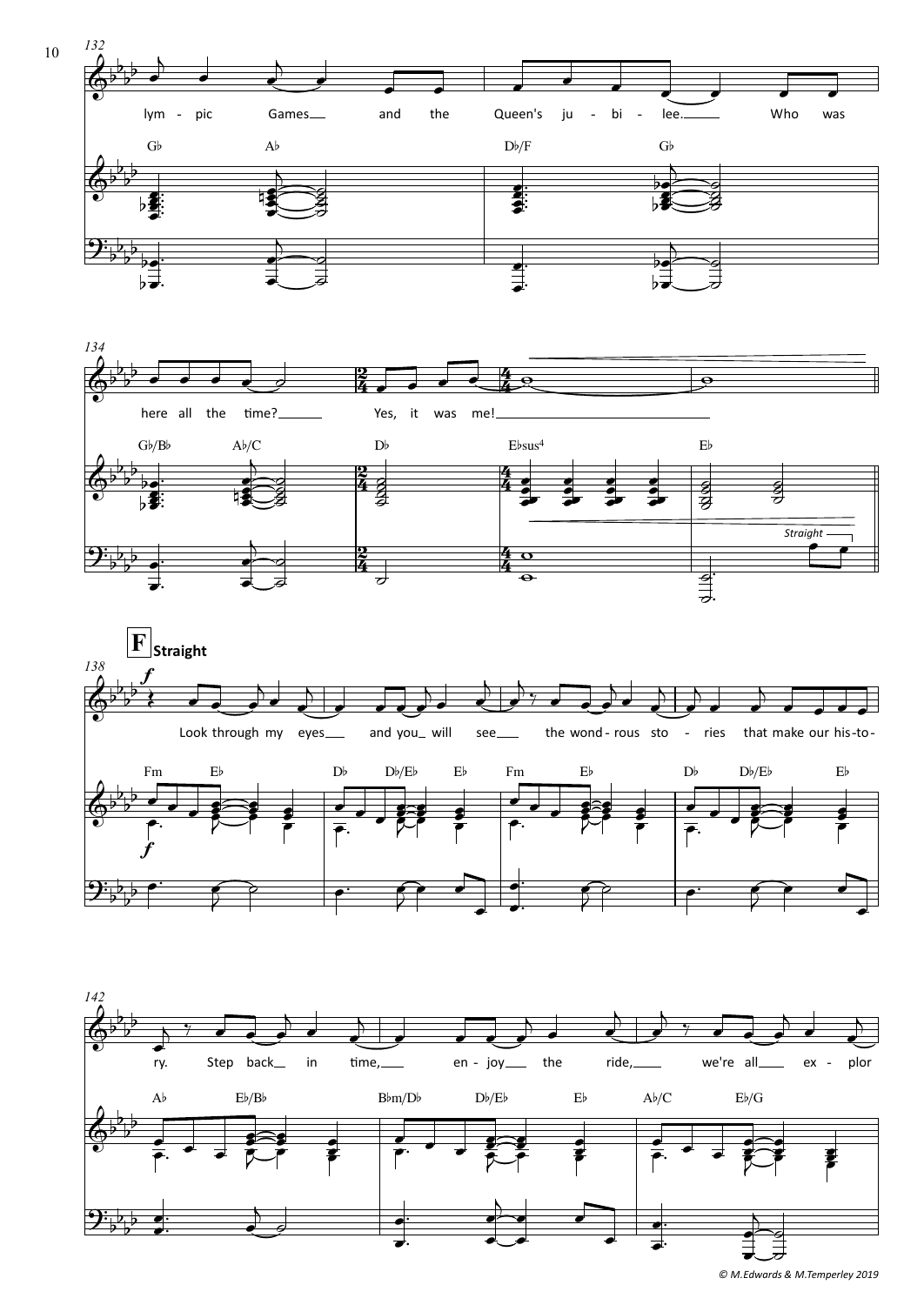132

lym - pic Games and the Queen's ju - bi - lee. Who was

G♭ A♭ D♭/F G♭

134

here all the time? Yes, it was me!

G♭/B♭ A♭/C D♭ E♭sus4 E♭

*Straight*

**F** **Straight**

138

*f*

Look through my eyes and you will see the wond - rous sto - ries that make our his - to -

Fm E♭ D♭ D♭/E♭ E♭ Fm E♭ D♭ D♭/E♭ E♭

*f*

142

ry. Step back in time, en - joy the ride, we're all ex - plor

A♭ E♭/B♭ B♭m/D♭ D♭/E♭ E♭ A♭/C E♭/G

© M.Edwards & M.Temperley 2019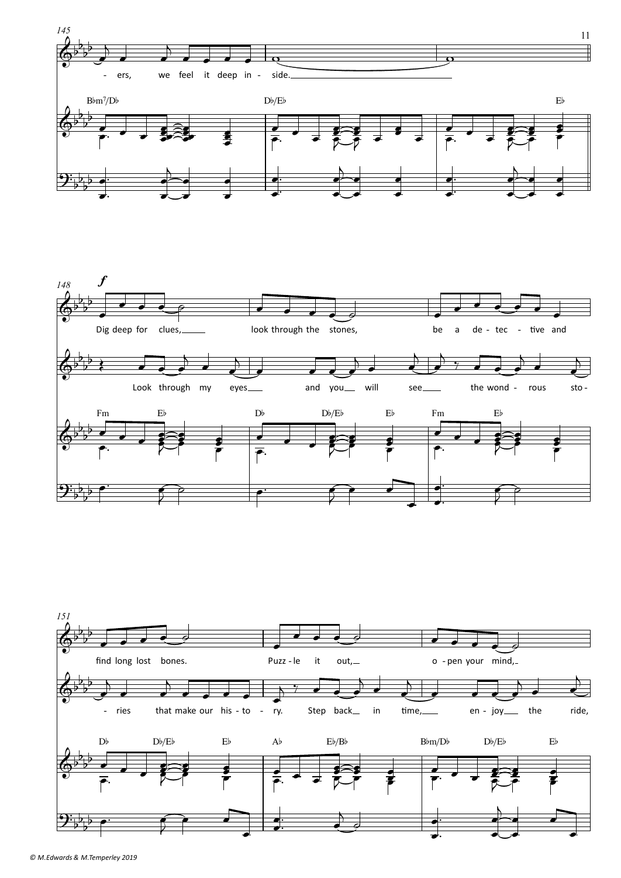145

- ers, we feel it deep in - side.

B♭m7/D♭ D♭/E♭ E♭

148 *f*

Dig deep for clues, look through the stones, be a de - tec - tive and

Look through my eyes and you will see the wond - rous sto -

Fm E♭ D♭ D♭/E♭ E♭ Fm E♭

151

find long lost bones. Puzz - le it out, o - pen your mind,

- ries that make our his - to - ry. Step back in time, en - joy the ride,

D♭ D♭/E♭ E♭ A♭ E♭/B♭ B♭m/D♭ D♭/E♭ E♭

© M.Edwards & M.Temperley 2019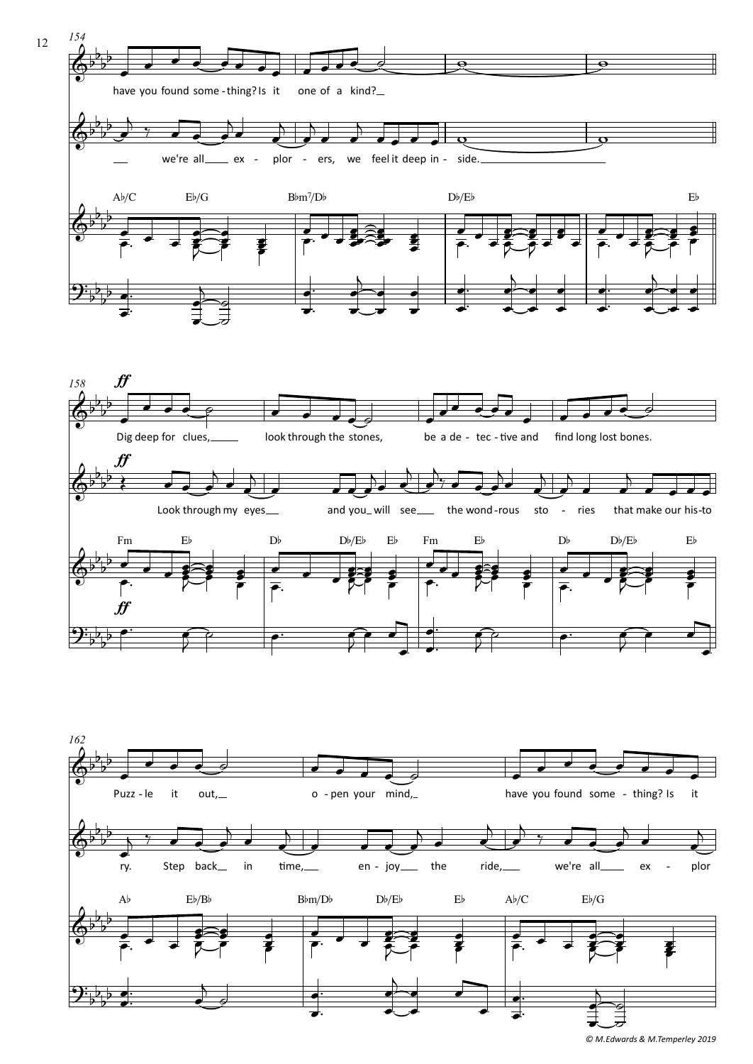154

have you found some - thing? Is it one of a kind?

we're all ex - plor - ers, we feel it deep in - side.

A♭/C E♭/G B♭m7/D♭ D♭/E♭ E♭

158

*ff*

Dig deep for clues, look through the stones, be a de - tec - tive and find long lost bones.

*ff*

Look through my eyes and you will see the wond - rous sto - ries that make our his - to

Fm E♭ D♭ D♭/E♭ E♭ Fm E♭ D♭ D♭/E♭ E♭

*ff*

162

Puzz - le it out, o - pen your mind, have you found some - thing? Is it

ry. Step back in time, en - joy the ride, we're all ex - plor

A♭ E♭/B♭ B♭m/D♭ D♭/E♭ E♭ A♭/C E♭/G

© M.Edwards & M.Temperley 2019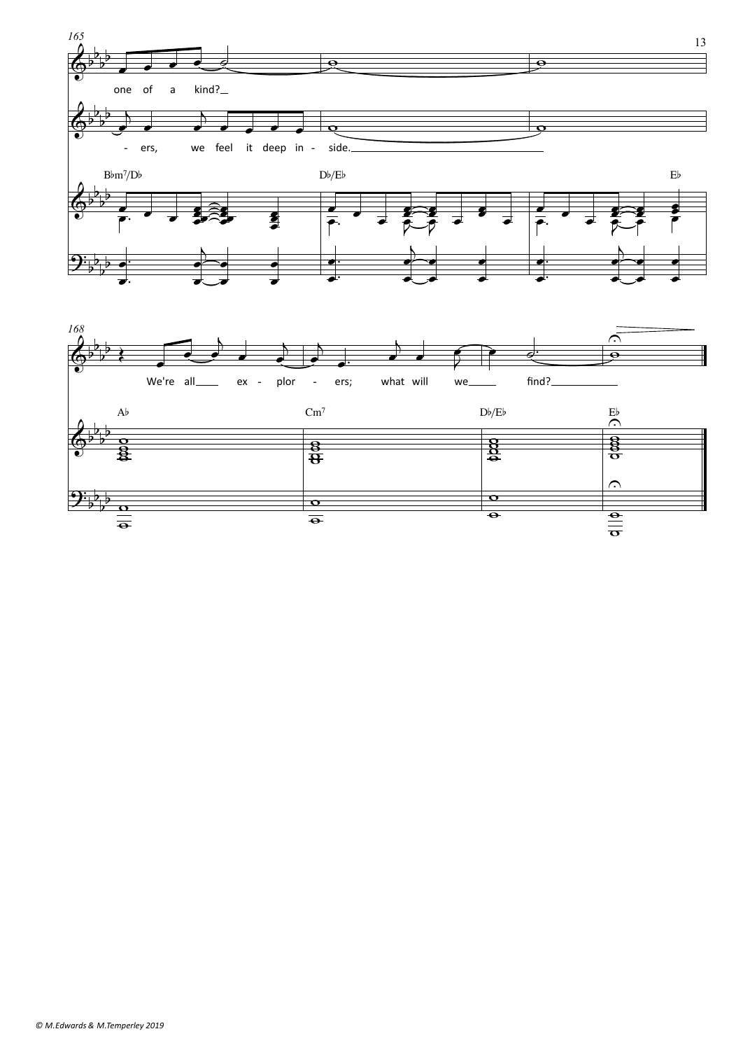165

one of a kind?

- ers, we feel it deep in - side.

B♭m7/D♭ D♭/E♭ E♭

168

We're all ex - plor - ers; what will we find?

A♭ Cm7 D♭/E♭ E♭

© M.Edwards & M.Temperley 2019